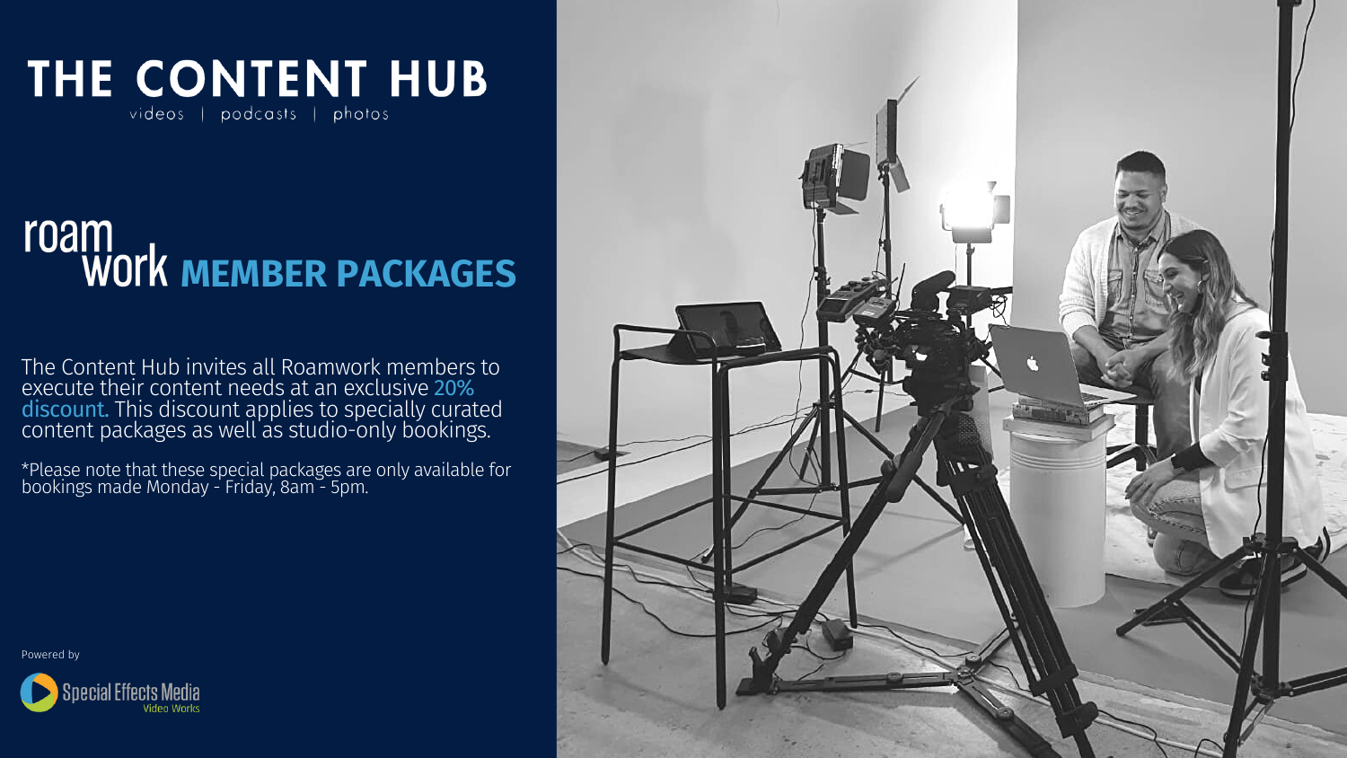# THE CONTENT HUB

videos | podcasts | photos

## roam work MEMBER PACKAGES

The Content Hub invites all Roamwork members to execute their content needs at an exclusive 20% discount. This discount applies to specially curated content packages as well as studio-only bookings.

*Please note that these special packages are only available for bookings made Monday - Friday, 8am - 5pm.

Powered by

Special Effects Media
Video Works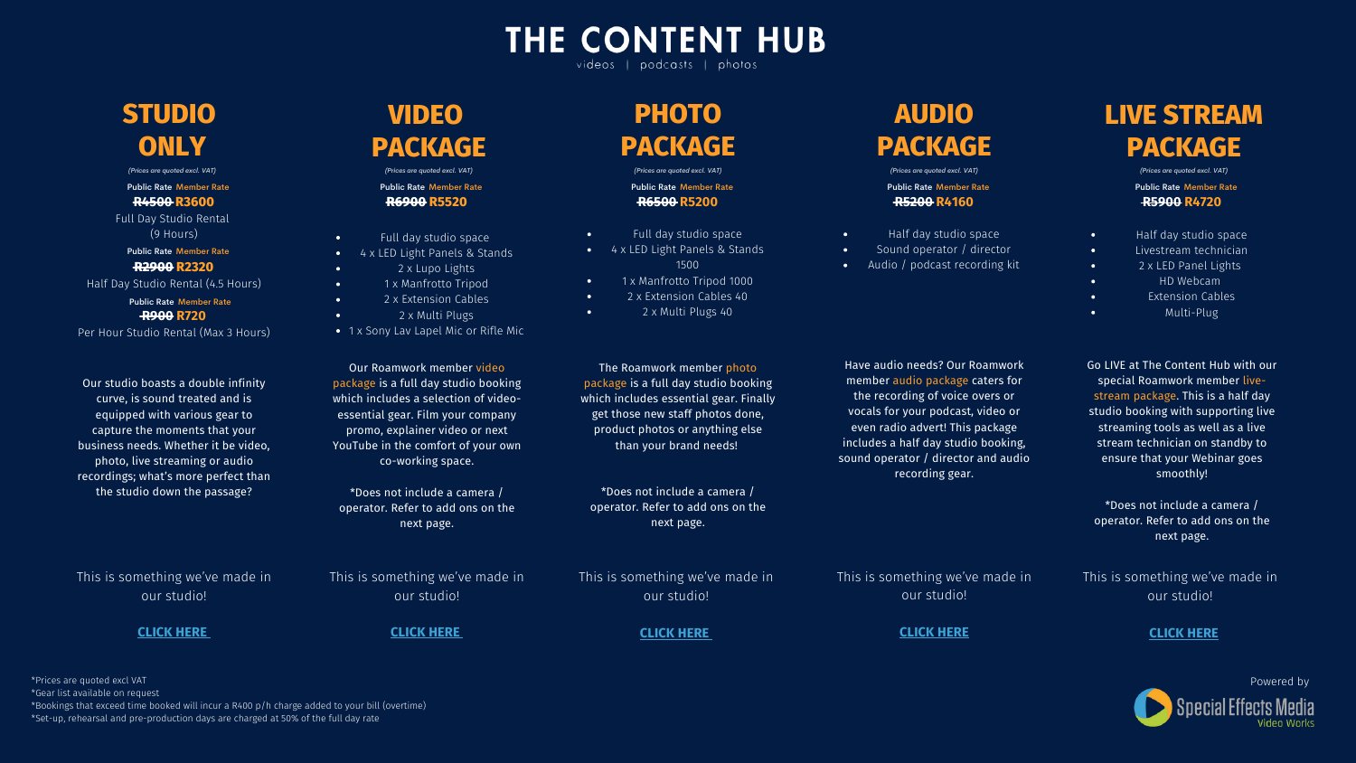# THE CONTENT HUB

videos | podcasts | photos

## STUDIO ONLY

*(Prices are quoted excl. VAT)*

**Public Rate** **Member Rate**

~~R4500~~ **R3600**

Full Day Studio Rental (9 Hours)

**Public Rate** **Member Rate**

~~R2900~~ **R2320**

Half Day Studio Rental (4.5 Hours)

**Public Rate** **Member Rate**

~~R900~~ **R720**

Per Hour Studio Rental (Max 3 Hours)

Our studio boasts a double infinity curve, is sound treated and is equipped with various gear to capture the moments that your business needs. Whether it be video, photo, live streaming or audio recordings; what's more perfect than the studio down the passage?

This is something we've made in our studio!

**CLICK HERE**

## VIDEO PACKAGE

*(Prices are quoted excl. VAT)*

**Public Rate** **Member Rate**

~~R6900~~ **R5520**

- Full day studio space
- 4 x LED Light Panels & Stands
- 2 x Lupo Lights
- 1 x Manfrotto Tripod
- 2 x Extension Cables
- 2 x Multi Plugs
- 1 x Sony Lav Lapel Mic or Rifle Mic

Our Roamwork member video package is a full day studio booking which includes a selection of video-essential gear. Film your company promo, explainer video or next YouTube in the comfort of your own co-working space.

*Does not include a camera / operator. Refer to add ons on the next page.

This is something we've made in our studio!

**CLICK HERE**

## PHOTO PACKAGE

*(Prices are quoted excl. VAT)*

**Public Rate** **Member Rate**

~~R6500~~ **R5200**

- Full day studio space
- 4 x LED Light Panels & Stands 1500
- 1 x Manfrotto Tripod 1000
- 2 x Extension Cables 40
- 2 x Multi Plugs 40

The Roamwork member photo package is a full day studio booking which includes essential gear. Finally get those new staff photos done, product photos or anything else than your brand needs!

*Does not include a camera / operator. Refer to add ons on the next page.

This is something we've made in our studio!

**CLICK HERE**

## AUDIO PACKAGE

*(Prices are quoted excl. VAT)*

**Public Rate** **Member Rate**

~~R5200~~ **R4160**

- Half day studio space
- Sound operator / director
- Audio / podcast recording kit

Have audio needs? Our Roamwork member audio package caters for the recording of voice overs or vocals for your podcast, video or even radio advert! This package includes a half day studio booking, sound operator / director and audio recording gear.

This is something we've made in our studio!

**CLICK HERE**

## LIVE STREAM PACKAGE

*(Prices are quoted excl. VAT)*

**Public Rate** **Member Rate**

~~R5900~~ **R4720**

- Half day studio space
- Livestream technician
- 2 x LED Panel Lights
- HD Webcam
- Extension Cables
- Multi-Plug

Go LIVE at The Content Hub with our special Roamwork member live-stream package. This is a half day studio booking with supporting live streaming tools as well as a live stream technician on standby to ensure that your Webinar goes smoothly!

*Does not include a camera / operator. Refer to add ons on the next page.

This is something we've made in our studio!

**CLICK HERE**

*Prices are quoted excl VAT
*Gear list available on request
*Bookings that exceed time booked will incur a R400 p/h charge added to your bill (overtime)
*Set-up, rehearsal and pre-production days are charged at 50% of the full day rate

Powered by Special Effects Media Video Works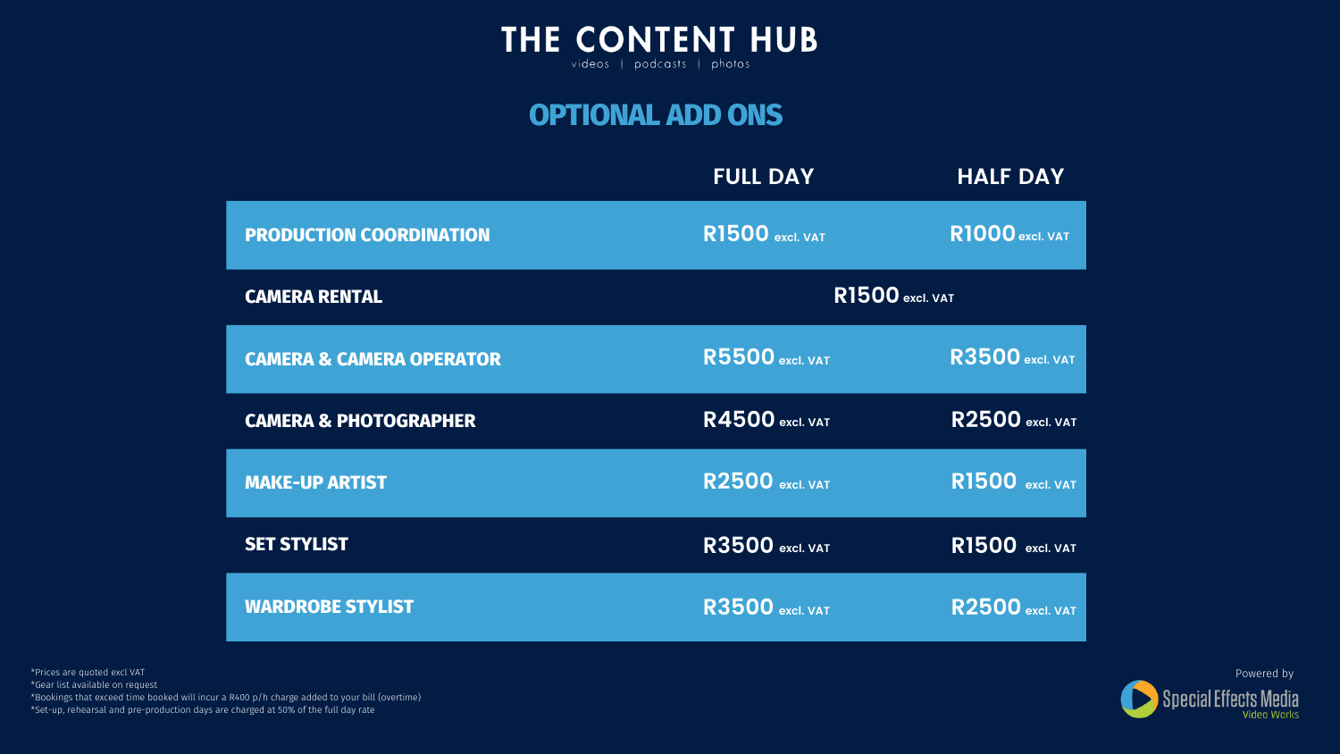# THE CONTENT HUB

videos | podcasts | photos

## OPTIONAL ADD ONS

| | FULL DAY | HALF DAY |
|---|---|---|
| **PRODUCTION COORDINATION** | R1500 excl. VAT | R1000 excl. VAT |
| **CAMERA RENTAL** | R1500 excl. VAT | |
| **CAMERA & CAMERA OPERATOR** | R5500 excl. VAT | R3500 excl. VAT |
| **CAMERA & PHOTOGRAPHER** | R4500 excl. VAT | R2500 excl. VAT |
| **MAKE-UP ARTIST** | R2500 excl. VAT | R1500 excl. VAT |
| **SET STYLIST** | R3500 excl. VAT | R1500 excl. VAT |
| **WARDROBE STYLIST** | R3500 excl. VAT | R2500 excl. VAT |

*Prices are quoted excl VAT
*Gear list available on request
*Bookings that exceed time booked will incur a R400 p/h charge added to your bill (overtime)
*Set-up, rehearsal and pre-production days are charged at 50% of the full day rate

Powered by Special Effects Media Video Works